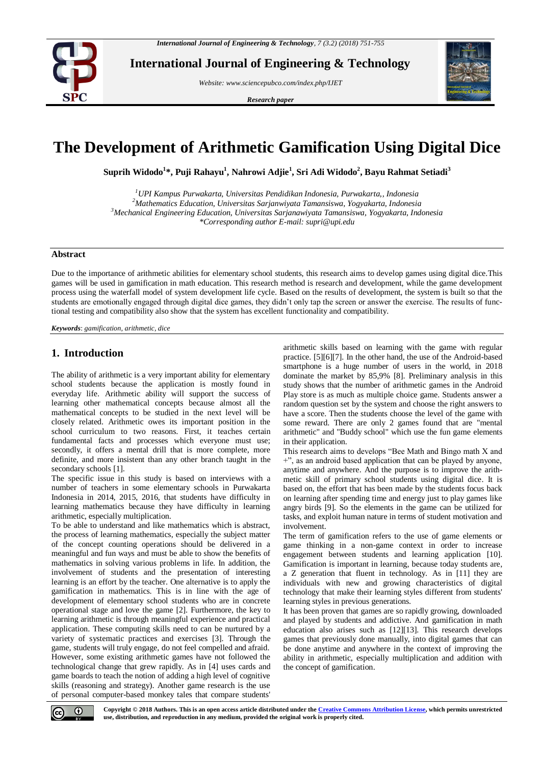# The Development of Arithmetic Gamification Using Digital Dice

**Suprih Widodo[1]*, Puji Rahayu[1], Nahrowi Adjie[1], Sri Adi Widodo[2], Bayu Rahmat Setiadi[3]**

*[1]UPI Kampus Purwakarta, Universitas Pendidikan Indonesia, Purwakarta,, Indonesia*
*[2]Mathematics Education, Universitas Sarjanwiyata Tamansiswa, Yogyakarta, Indonesia*
*[3]Mechanical Engineering Education, Universitas Sarjanawiyata Tamansiswa, Yogyakarta, Indonesia*
*\*Corresponding author E-mail: supri@upi.edu*

## Abstract

Due to the importance of arithmetic abilities for elementary school students, this research aims to develop games using digital dice.This games will be used in gamification in math education. This research method is research and development, while the game development process using the waterfall model of system development life cycle. Based on the results of development, the system is built so that the students are emotionally engaged through digital dice games, they didn't only tap the screen or answer the exercise. The results of functional testing and compatibility also show that the system has excellent functionality and compatibility.

***Keywords***: *gamification, arithmetic, dice*

## 1. Introduction

The ability of arithmetic is a very important ability for elementary school students because the application is mostly found in everyday life. Arithmetic ability will support the success of learning other mathematical concepts because almost all the mathematical concepts to be studied in the next level will be closely related. Arithmetic owes its important position in the school curriculum to two reasons. First, it teaches certain fundamental facts and processes which everyone must use; secondly, it offers a mental drill that is more complete, more definite, and more insistent than any other branch taught in the secondary schools [1].

The specific issue in this study is based on interviews with a number of teachers in some elementary schools in Purwakarta Indonesia in 2014, 2015, 2016, that students have difficulty in learning mathematics because they have difficulty in learning arithmetic, especially multiplication.

To be able to understand and like mathematics which is abstract, the process of learning mathematics, especially the subject matter of the concept counting operations should be delivered in a meaningful and fun ways and must be able to show the benefits of mathematics in solving various problems in life. In addition, the involvement of students and the presentation of interesting learning is an effort by the teacher. One alternative is to apply the gamification in mathematics. This is in line with the age of development of elementary school students who are in concrete operational stage and love the game [2]. Furthermore, the key to learning arithmetic is through meaningful experience and practical application. These computing skills need to can be nurtured by a variety of systematic practices and exercises [3]. Through the game, students will truly engage, do not feel compelled and afraid. However, some existing arithmetic games have not followed the technological change that grew rapidly. As in [4] uses cards and game boards to teach the notion of adding a high level of cognitive skills (reasoning and strategy). Another game research is the use of personal computer-based monkey tales that compare students' arithmetic skills based on learning with the game with regular practice. [5][6][7]. In the other hand, the use of the Android-based smartphone is a huge number of users in the world, in 2018 dominate the market by 85,9% [8]. Preliminary analysis in this study shows that the number of arithmetic games in the Android Play store is as much as multiple choice game. Students answer a random question set by the system and choose the right answers to have a score. Then the students choose the level of the game with some reward. There are only 2 games found that are "mental arithmetic" and "Buddy school" which use the fun game elements in their application.

This research aims to develops "Bee Math and Bingo math X and +", as an android based application that can be played by anyone, anytime and anywhere. And the purpose is to improve the arithmetic skill of primary school students using digital dice. It is based on, the effort that has been made by the students focus back on learning after spending time and energy just to play games like angry birds [9]. So the elements in the game can be utilized for tasks, and exploit human nature in terms of student motivation and involvement.

The term of gamification refers to the use of game elements or game thinking in a non-game context in order to increase engagement between students and learning application [10]. Gamification is important in learning, because today students are, a Z generation that fluent in technology. As in [11] they are individuals with new and growing characteristics of digital technology that make their learning styles different from students' learning styles in previous generations.

It has been proven that games are so rapidly growing, downloaded and played by students and addictive. And gamification in math education also arises such as [12][13]. This research develops games that previously done manually, into digital games that can be done anytime and anywhere in the context of improving the ability in arithmetic, especially multiplication and addition with the concept of gamification.

**Copyright © 2018 Authors. This is an open access article distributed under the Creative Commons Attribution License, which permits unrestricted use, distribution, and reproduction in any medium, provided the original work is properly cited.**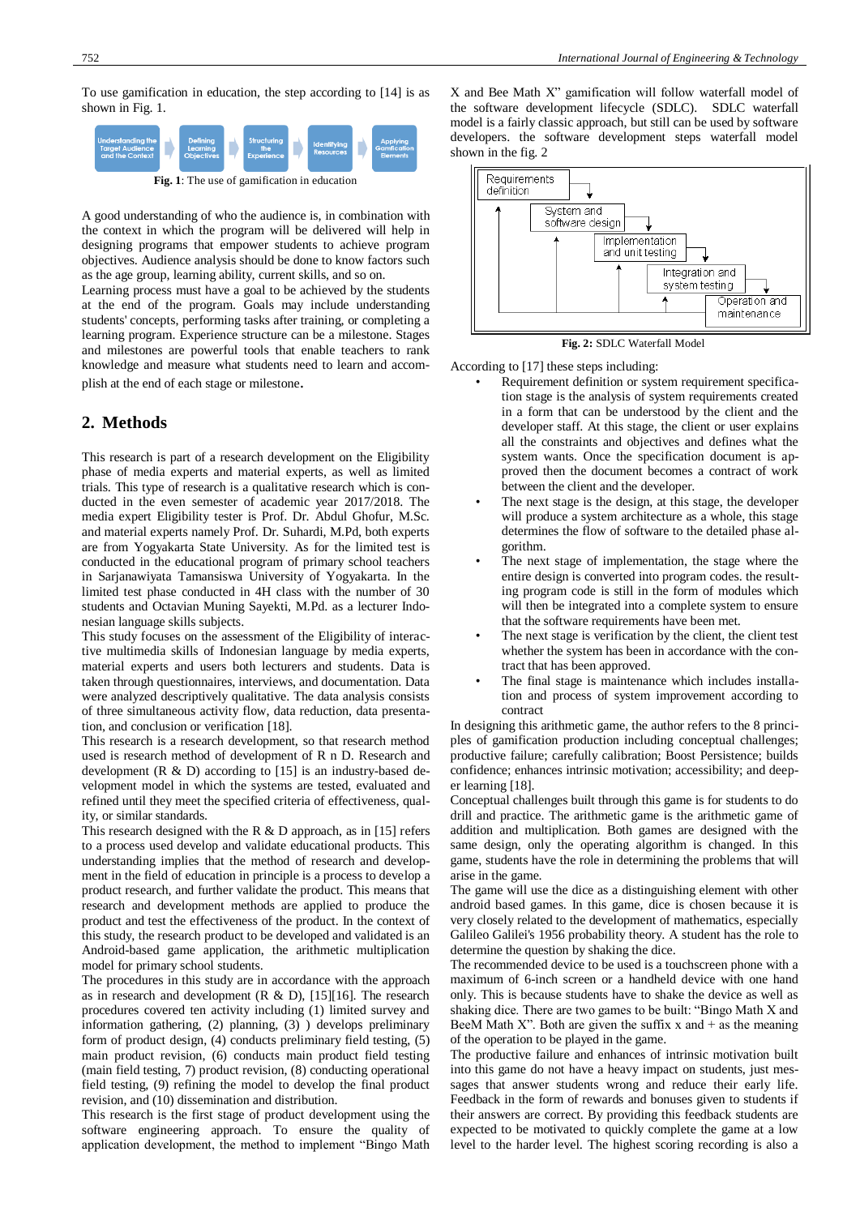To use gamification in education, the step according to [14] is as shown in Fig. 1.

Understanding the Target Audience and the Context → Defining Learning Objectives → Structuring the Experience → Identifying Resources → Applying Gamification Elements

**Fig. 1**: The use of gamification in education

A good understanding of who the audience is, in combination with the context in which the program will be delivered will help in designing programs that empower students to achieve program objectives. Audience analysis should be done to know factors such as the age group, learning ability, current skills, and so on.

Learning process must have a goal to be achieved by the students at the end of the program. Goals may include understanding students' concepts, performing tasks after training, or completing a learning program. Experience structure can be a milestone. Stages and milestones are powerful tools that enable teachers to rank knowledge and measure what students need to learn and accomplish at the end of each stage or milestone.

## 2. Methods

This research is part of a research development on the Eligibility phase of media experts and material experts, as well as limited trials. This type of research is a qualitative research which is conducted in the even semester of academic year 2017/2018. The media expert Eligibility tester is Prof. Dr. Abdul Ghofur, M.Sc. and material experts namely Prof. Dr. Suhardi, M.Pd, both experts are from Yogyakarta State University. As for the limited test is conducted in the educational program of primary school teachers in Sarjanawiyata Tamansiswa University of Yogyakarta. In the limited test phase conducted in 4H class with the number of 30 students and Octavian Muning Sayekti, M.Pd. as a lecturer Indonesian language skills subjects.

This study focuses on the assessment of the Eligibility of interactive multimedia skills of Indonesian language by media experts, material experts and users both lecturers and students. Data is taken through questionnaires, interviews, and documentation. Data were analyzed descriptively qualitative. The data analysis consists of three simultaneous activity flow, data reduction, data presentation, and conclusion or verification [18].

This research is a research development, so that research method used is research method of development of R n D. Research and development (R & D) according to [15] is an industry-based development model in which the systems are tested, evaluated and refined until they meet the specified criteria of effectiveness, quality, or similar standards.

This research designed with the R & D approach, as in [15] refers to a process used develop and validate educational products. This understanding implies that the method of research and development in the field of education in principle is a process to develop a product research, and further validate the product. This means that research and development methods are applied to produce the product and test the effectiveness of the product. In the context of this study, the research product to be developed and validated is an Android-based game application, the arithmetic multiplication model for primary school students.

The procedures in this study are in accordance with the approach as in research and development (R & D), [15][16]. The research procedures covered ten activity including (1) limited survey and information gathering, (2) planning, (3) ) develops preliminary form of product design, (4) conducts preliminary field testing, (5) main product revision, (6) conducts main product field testing (main field testing, 7) product revision, (8) conducting operational field testing, (9) refining the model to develop the final product revision, and (10) dissemination and distribution.

This research is the first stage of product development using the software engineering approach. To ensure the quality of application development, the method to implement "Bingo Math X and Bee Math X" gamification will follow waterfall model of the software development lifecycle (SDLC). SDLC waterfall model is a fairly classic approach, but still can be used by software developers. the software development steps waterfall model shown in the fig. 2

Requirements definition → System and software design → Implementation and unit testing → Integration and system testing → Operation and maintenance

**Fig. 2:** SDLC Waterfall Model

According to [17] these steps including:

- Requirement definition or system requirement specification stage is the analysis of system requirements created in a form that can be understood by the client and the developer staff. At this stage, the client or user explains all the constraints and objectives and defines what the system wants. Once the specification document is approved then the document becomes a contract of work between the client and the developer.
- The next stage is the design, at this stage, the developer will produce a system architecture as a whole, this stage determines the flow of software to the detailed phase algorithm.
- The next stage of implementation, the stage where the entire design is converted into program codes. the resulting program code is still in the form of modules which will then be integrated into a complete system to ensure that the software requirements have been met.
- The next stage is verification by the client, the client test whether the system has been in accordance with the contract that has been approved.
- The final stage is maintenance which includes installation and process of system improvement according to contract

In designing this arithmetic game, the author refers to the 8 principles of gamification production including conceptual challenges; productive failure; carefully calibration; Boost Persistence; builds confidence; enhances intrinsic motivation; accessibility; and deeper learning [18].

Conceptual challenges built through this game is for students to do drill and practice. The arithmetic game is the arithmetic game of addition and multiplication. Both games are designed with the same design, only the operating algorithm is changed. In this game, students have the role in determining the problems that will arise in the game.

The game will use the dice as a distinguishing element with other android based games. In this game, dice is chosen because it is very closely related to the development of mathematics, especially Galileo Galilei's 1956 probability theory. A student has the role to determine the question by shaking the dice.

The recommended device to be used is a touchscreen phone with a maximum of 6-inch screen or a handheld device with one hand only. This is because students have to shake the device as well as shaking dice. There are two games to be built: "Bingo Math X and BeeM Math X". Both are given the suffix x and + as the meaning of the operation to be played in the game.

The productive failure and enhances of intrinsic motivation built into this game do not have a heavy impact on students, just messages that answer students wrong and reduce their early life. Feedback in the form of rewards and bonuses given to students if their answers are correct. By providing this feedback students are expected to be motivated to quickly complete the game at a low level to the harder level. The highest scoring recording is also a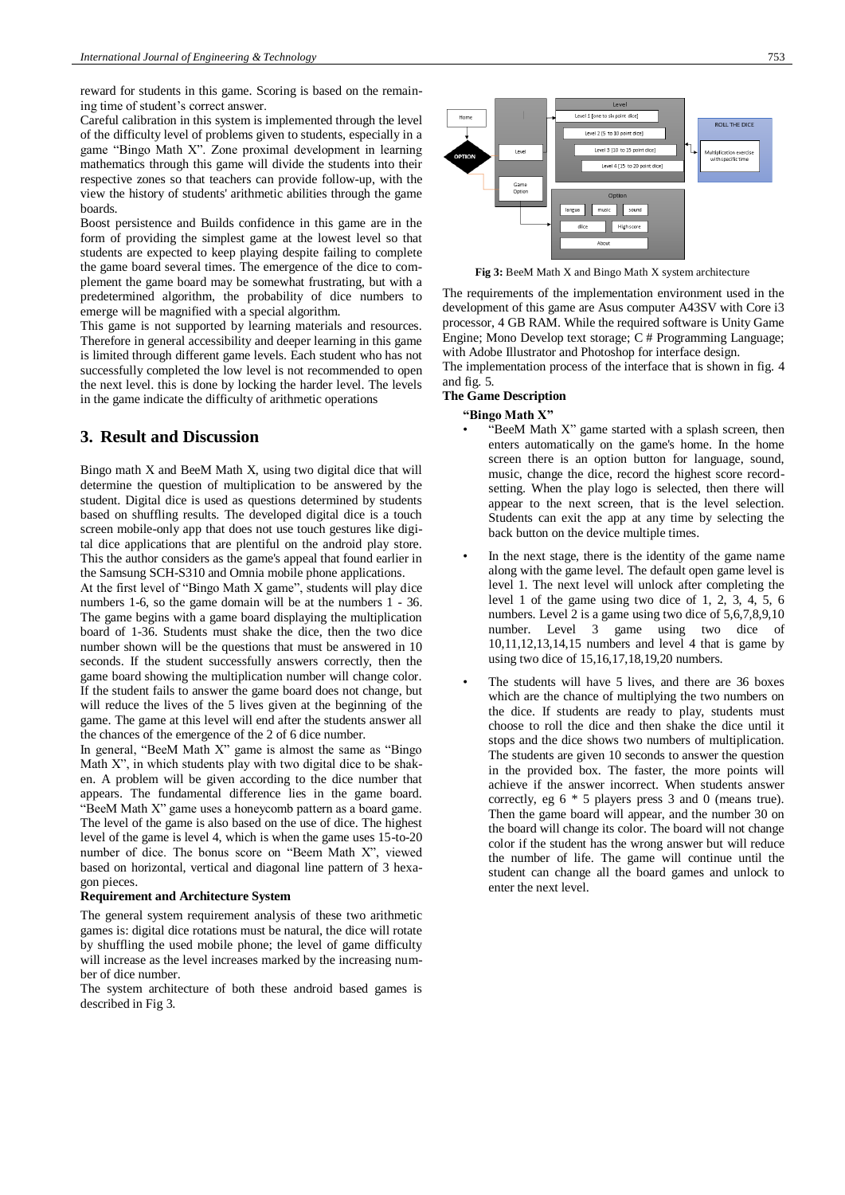reward for students in this game. Scoring is based on the remaining time of student's correct answer.

Careful calibration in this system is implemented through the level of the difficulty level of problems given to students, especially in a game "Bingo Math X". Zone proximal development in learning mathematics through this game will divide the students into their respective zones so that teachers can provide follow-up, with the view the history of students' arithmetic abilities through the game boards.

Boost persistence and Builds confidence in this game are in the form of providing the simplest game at the lowest level so that students are expected to keep playing despite failing to complete the game board several times. The emergence of the dice to complement the game board may be somewhat frustrating, but with a predetermined algorithm, the probability of dice numbers to emerge will be magnified with a special algorithm.

This game is not supported by learning materials and resources. Therefore in general accessibility and deeper learning in this game is limited through different game levels. Each student who has not successfully completed the low level is not recommended to open the next level. this is done by locking the harder level. The levels in the game indicate the difficulty of arithmetic operations

## 3. Result and Discussion

Bingo math X and BeeM Math X, using two digital dice that will determine the question of multiplication to be answered by the student. Digital dice is used as questions determined by students based on shuffling results. The developed digital dice is a touch screen mobile-only app that does not use touch gestures like digital dice applications that are plentiful on the android play store. This the author considers as the game's appeal that found earlier in the Samsung SCH-S310 and Omnia mobile phone applications.

At the first level of "Bingo Math X game", students will play dice numbers 1-6, so the game domain will be at the numbers 1 - 36. The game begins with a game board displaying the multiplication board of 1-36. Students must shake the dice, then the two dice number shown will be the questions that must be answered in 10 seconds. If the student successfully answers correctly, then the game board showing the multiplication number will change color. If the student fails to answer the game board does not change, but will reduce the lives of the 5 lives given at the beginning of the game. The game at this level will end after the students answer all the chances of the emergence of the 2 of 6 dice number.

In general, "BeeM Math X" game is almost the same as "Bingo Math X", in which students play with two digital dice to be shaken. A problem will be given according to the dice number that appears. The fundamental difference lies in the game board. "BeeM Math X" game uses a honeycomb pattern as a board game. The level of the game is also based on the use of dice. The highest level of the game is level 4, which is when the game uses 15-to-20 number of dice. The bonus score on "Beem Math X", viewed based on horizontal, vertical and diagonal line pattern of 3 hexagon pieces.

**Requirement and Architecture System**

The general system requirement analysis of these two arithmetic games is: digital dice rotations must be natural, the dice will rotate by shuffling the used mobile phone; the level of game difficulty will increase as the level increases marked by the increasing number of dice number.

The system architecture of both these android based games is described in Fig 3.

**Fig 3:** BeeM Math X and Bingo Math X system architecture

The requirements of the implementation environment used in the development of this game are Asus computer A43SV with Core i3 processor, 4 GB RAM. While the required software is Unity Game Engine; Mono Develop text storage; C # Programming Language; with Adobe Illustrator and Photoshop for interface design.

The implementation process of the interface that is shown in fig. 4 and fig. 5.

**The Game Description**

**"Bingo Math X"**

- "BeeM Math X" game started with a splash screen, then enters automatically on the game's home. In the home screen there is an option button for language, sound, music, change the dice, record the highest score record-setting. When the play logo is selected, then there will appear to the next screen, that is the level selection. Students can exit the app at any time by selecting the back button on the device multiple times.
- In the next stage, there is the identity of the game name along with the game level. The default open game level is level 1. The next level will unlock after completing the level 1 of the game using two dice of 1, 2, 3, 4, 5, 6 numbers. Level 2 is a game using two dice of 5,6,7,8,9,10 number. Level 3 game using two dice of 10,11,12,13,14,15 numbers and level 4 that is game by using two dice of 15,16,17,18,19,20 numbers.
- The students will have 5 lives, and there are 36 boxes which are the chance of multiplying the two numbers on the dice. If students are ready to play, students must choose to roll the dice and then shake the dice until it stops and the dice shows two numbers of multiplication. The students are given 10 seconds to answer the question in the provided box. The faster, the more points will achieve if the answer incorrect. When students answer correctly, eg 6 * 5 players press 3 and 0 (means true). Then the game board will appear, and the number 30 on the board will change its color. The board will not change color if the student has the wrong answer but will reduce the number of life. The game will continue until the student can change all the board games and unlock to enter the next level.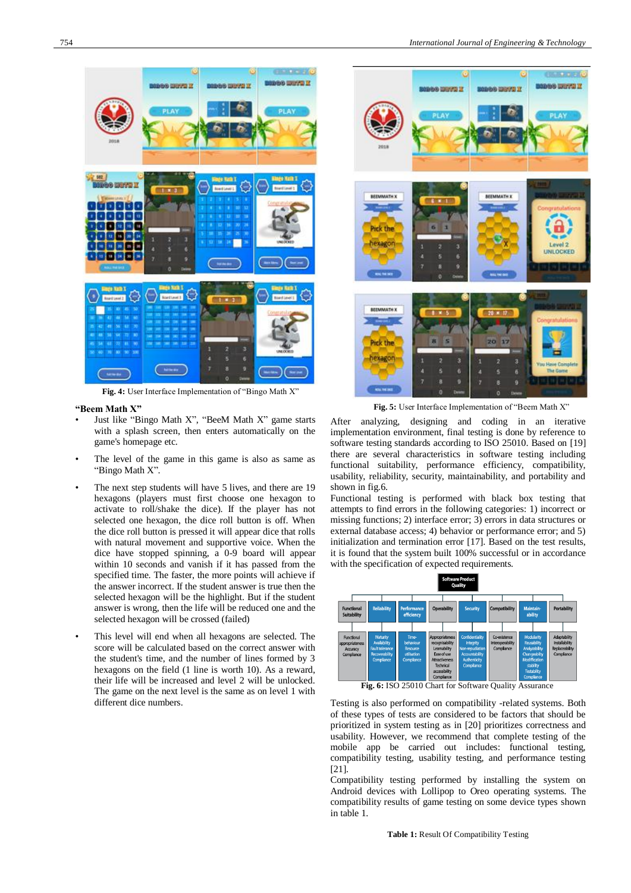Fig. 4: User Interface Implementation of "Bingo Math X"

**"Beem Math X"**

- Just like "Bingo Math X", "BeeM Math X" game starts with a splash screen, then enters automatically on the game's homepage etc.
- The level of the game in this game is also as same as "Bingo Math X".
- The next step students will have 5 lives, and there are 19 hexagons (players must first choose one hexagon to activate to roll/shake the dice). If the player has not selected one hexagon, the dice roll button is off. When the the dice roll button is pressed it will appear dice that rolls with natural movement and supportive voice. When the dice have stopped spinning, a 0-9 board will appear within 10 seconds and vanish if it has passed from the specified time. The faster, the more points will achieve if the answer incorrect. If the student answer is true then the selected hexagon will be the highlight. But if the student answer is wrong, then the life will be reduced one and the selected hexagon will be crossed (failed)
- This level will end when all hexagons are selected. The score will be calculated based on the correct answer with the student's time, and the number of lines formed by 3 hexagons on the field (1 line is worth 10). As a reward, their life will be increased and level 2 will be unlocked. The game on the next level is the same as on level 1 with different dice numbers.

Fig. 5: User Interface Implementation of "Beem Math X"

After analyzing, designing and coding in an iterative implementation environment, final testing is done by reference to software testing standards according to ISO 25010. Based on [19] there are several characteristics in software testing including functional suitability, performance efficiency, compatibility, usability, reliability, security, maintainability, and portability and shown in fig.6.

Functional testing is performed with black box testing that attempts to find errors in the following categories: 1) incorrect or missing functions; 2) interface error; 3) errors in data structures or external database access; 4) behavior or performance error; and 5) initialization and termination error [17]. Based on the test results, it is found that the system built 100% successful or in accordance with the specification of expected requirements.

Fig. 6: ISO 25010 Chart for Software Quality Assurance

Testing is also performed on compatibility -related systems. Both of these types of tests are considered to be factors that should be prioritized in system testing as in [20] prioritizes correctness and usability. However, we recommend that complete testing of the mobile app be carried out includes: functional testing, compatibility testing, usability testing, and performance testing [21].

Compatibility testing performed by installing the system on Android devices with Lollipop to Oreo operating systems. The compatibility results of game testing on some device types shown in table 1.

**Table 1:** Result Of Compatibility Testing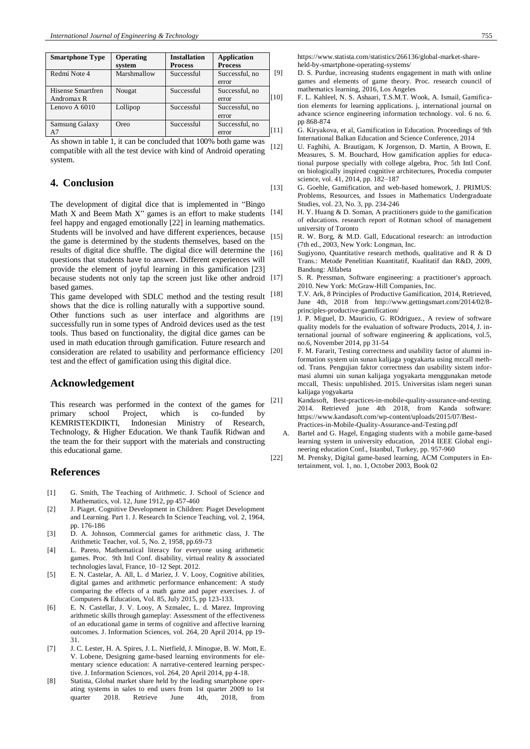| Smartphone Type | Operating system | Installation Process | Application Process |
|---|---|---|---|
| Redmi Note 4 | Marshmallow | Successful | Successful, no error |
| Hisense Smartfren Andromax R | Nougat | Successful | Successful, no error |
| Lenovo A 6010 | Lollipop | Successful | Successful, no error |
| Samsung Galaxy A7 | Oreo | Successful | Successful, no error |

As shown in table 1, it can be concluded that 100% both game was compatible with all the test device with kind of Android operating system.

## 4. Conclusion

The development of digital dice that is implemented in "Bingo Math X and Beem Math X" games is an effort to make students feel happy and engaged emotionally [22] in learning mathematics. Students will be involved and have different experiences, because the game is determined by the students themselves, based on the results of digital dice shuffle. The digital dice will determine the questions that students have to answer. Different experiences will provide the element of joyful learning in this gamification [23] because students not only tap the screen just like other android based games.

This game developed with SDLC method and the testing result shows that the dice is rolling naturally with a supportive sound. Other functions such as user interface and algorithms are successfully run in some types of Android devices used as the test tools. Thus based on functionality, the digital dice games can be used in math education through gamification. Future research and consideration are related to usability and performance efficiency test and the effect of gamification using this digital dice.

## Acknowledgement

This research was performed in the context of the games for primary school Project, which is co-funded by KEMRISTEKDIKTI, Indonesian Ministry of Research, Technology, & Higher Education. We thank Taufik Ridwan and the team the for their support with the materials and constructing this educational game.

## References

[1] G. Smith, The Teaching of Arithmetic. J. School of Science and Mathematics, vol. 12, June 1912, pp 457-460

[2] J. Piaget. Cognitive Development in Children: Piaget Development and Learning. Part 1. J. Research In Science Teaching, vol. 2, 1964, pp. 176-186

[3] D. A. Johnson, Commercial games for arithmetic class, J. The Arithmetic Teacher, vol. 5, No. 2, 1958, pp.69-73

[4] L. Pareto, Mathematical literacy for everyone using arithmetic games. Proc. 9th Intl Conf. disability, virtual reality & associated technologies laval, France, 10–12 Sept. 2012.

[5] E. N. Castelar, A. All, L. d Mariez, J. V. Looy, Cognitive abilities, digital games and arithmetic performance enhancement: A study comparing the effects of a math game and paper exercises. J. of Computers & Education, Vol. 85, July 2015, pp 123-133.

[6] E. N. Castellar, J. V. Looy, A Szmalec, L. d. Marez. Improving arithmetic skills through gameplay: Assessment of the effectiveness of an educational game in terms of cognitive and affective learning outcomes. J. Information Sciences, vol. 264, 20 April 2014, pp 19-31.

[7] J. C. Lester, H. A. Spires, J. L. Nietfield, J. Minogue, B. W. Mott, E. V. Lobene, Designing game-based learning environments for elementary science education: A narrative-centered learning perspective. J. Information Sciences, vol. 264, 20 April 2014, pp 4-18.

[8] Statista, Global market share held by the leading smartphone operating systems in sales to end users from 1st quarter 2009 to 1st quarter 2018. Retrieve June 4th, 2018, from https://www.statista.com/statistics/266136/global-market-share-held-by-smartphone-operating-systems/

[9] D. S. Purdue, increasing students engagement in math with online games and elements of game theory. Proc. research council of mathematics learning, 2016, Los Angeles

[10] F. L. Kahleel, N. S. Ashaari, T.S.M.T. Wook, A. Ismail, Gamification elements for learning applications. j, international journal on advance science engineering information technology. vol. 6 no. 6. pp 868-874

[11] G. Kiryakova, et al, Gamification in Education. Proceedings of 9th International Balkan Education and Science Conference, 2014

[12] U. Faghihi, A. Brautigam, K Jorgenson, D. Martin, A Brown, E. Measures, S. M. Bouchard, How gamification applies for educational purpose specially with college algebra, Proc. 5th Intl Conf. on biologically inspired cognitive architectures, Procedia computer science, vol. 41, 2014, pp. 182–187

[13] G. Goehle, Gamification, and web-based homework, J. PRIMUS: Problems, Resources, and Issues in Mathematics Undergraduate Studies, vol. 23, No. 3, pp. 234-246

[14] H. Y. Huang & D. Soman, A practitioners guide to the gamification of educations. research report of Rotman school of management university of Toronto

[15] R. W. Borg, & M.D. Gall, Educational research: an introduction (7th ed., 2003, New York: Longman, Inc.

[16] Sugiyono, Quantitative research methods, qualitative and R & D Trans.: Metode Penelitian Kuantitatif, Kualitatif dan R&D, 2009, Bandung: Alfabeta

[17] S. R. Pressman, Software engineering: a practitioner's approach. 2010. New York: McGraw-Hill Companies, Inc.

[18] T.V. Ark, 8 Principles of Productive Gamification, 2014, Retrieved, June 4th, 2018 from http://www.gettingsmart.com/2014/02/8-principles-productive-gamification/

[19] J. P. Miguel, G. Mauricio, G. ROdriguez., A review of software quality models for the evaluation of software Products, 2014, J. international journal of software engineering & applications, vol.5, no.6, November 2014, pp 31-54

[20] F. M. Fararit, Testing correctness and usability factor of alumni information system uin sunan kalijaga yogyakarta using mccall method. Trans. Pengujian faktor correctness dan usability sistem informasi alumni uin sunan kalijaga yogyakarta menggunakan metode mccall, Thesis: unpublished. 2015. Universitas islam negeri sunan kalijaga yogyakarta

[21] Kandasoft, Best-practices-in-mobile-quality-assurance-and-testing. 2014. Retrieved june 4th 2018, from Kanda software: https://www.kandasoft.com/wp-content/uploads/2015/07/Best-Practices-in-Mobile-Quality-Assurance-and-Testing.pdf

A. Bartel and G. Hagel, Engaging students with a mobile game-based learning system in university education, 2014 IEEE Global engineering education Conf., Istanbul, Turkey, pp. 957-960

[22] M. Prensky, Digital game-based learning, ACM Computers in Entertainment, vol. 1, no. 1, October 2003, Book 02